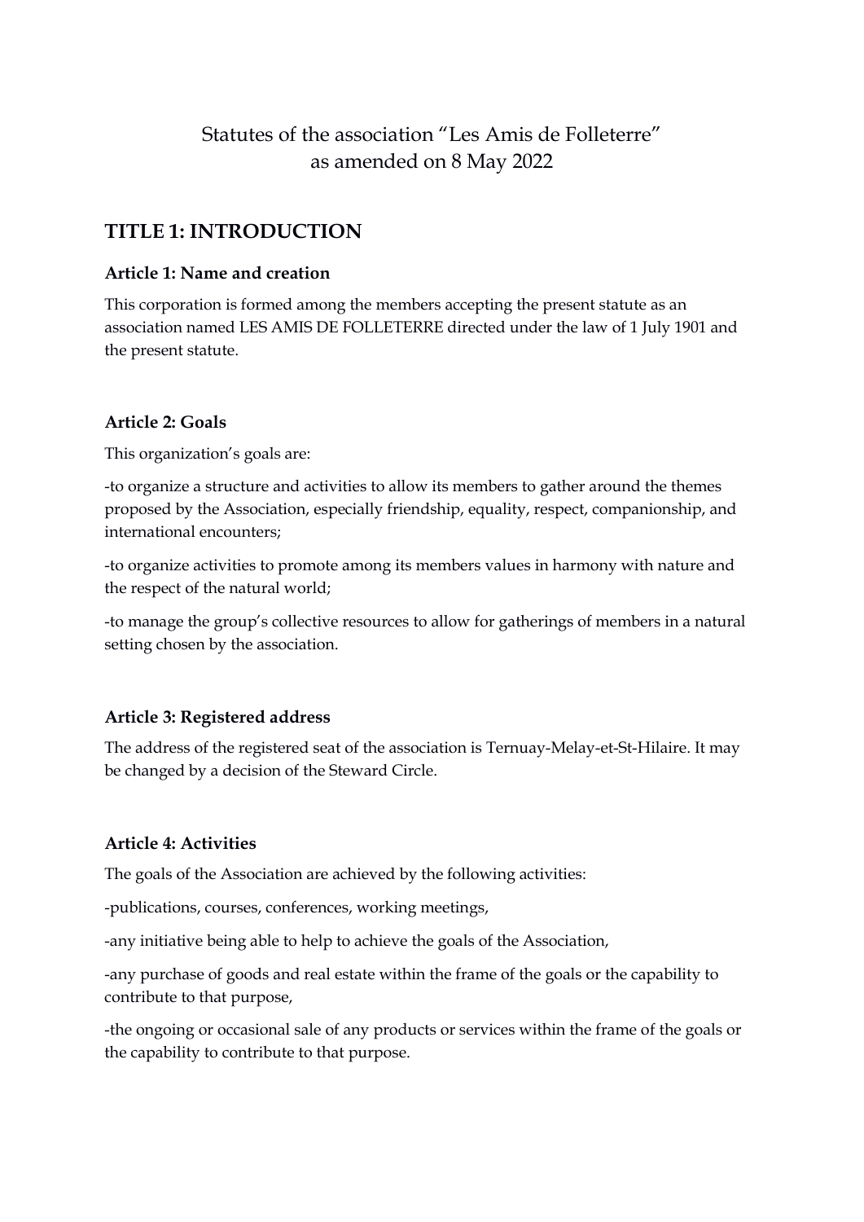# Statutes of the association "Les Amis de Folleterre" as amended on 8 May 2022

## TITLE 1: INTRODUCTION

### Article 1: Name and creation

This corporation is formed among the members accepting the present statute as an association named LES AMIS DE FOLLETERRE directed under the law of 1 July 1901 and the present statute.

### Article 2: Goals

This organization's goals are:

-to organize a structure and activities to allow its members to gather around the themes proposed by the Association, especially friendship, equality, respect, companionship, and international encounters;

-to organize activities to promote among its members values in harmony with nature and the respect of the natural world;

-to manage the group's collective resources to allow for gatherings of members in a natural setting chosen by the association.

### Article 3: Registered address

The address of the registered seat of the association is Ternuay-Melay-et-St-Hilaire. It may be changed by a decision of the Steward Circle.

### Article 4: Activities

The goals of the Association are achieved by the following activities:

-publications, courses, conferences, working meetings,

-any initiative being able to help to achieve the goals of the Association,

-any purchase of goods and real estate within the frame of the goals or the capability to contribute to that purpose,

-the ongoing or occasional sale of any products or services within the frame of the goals or the capability to contribute to that purpose.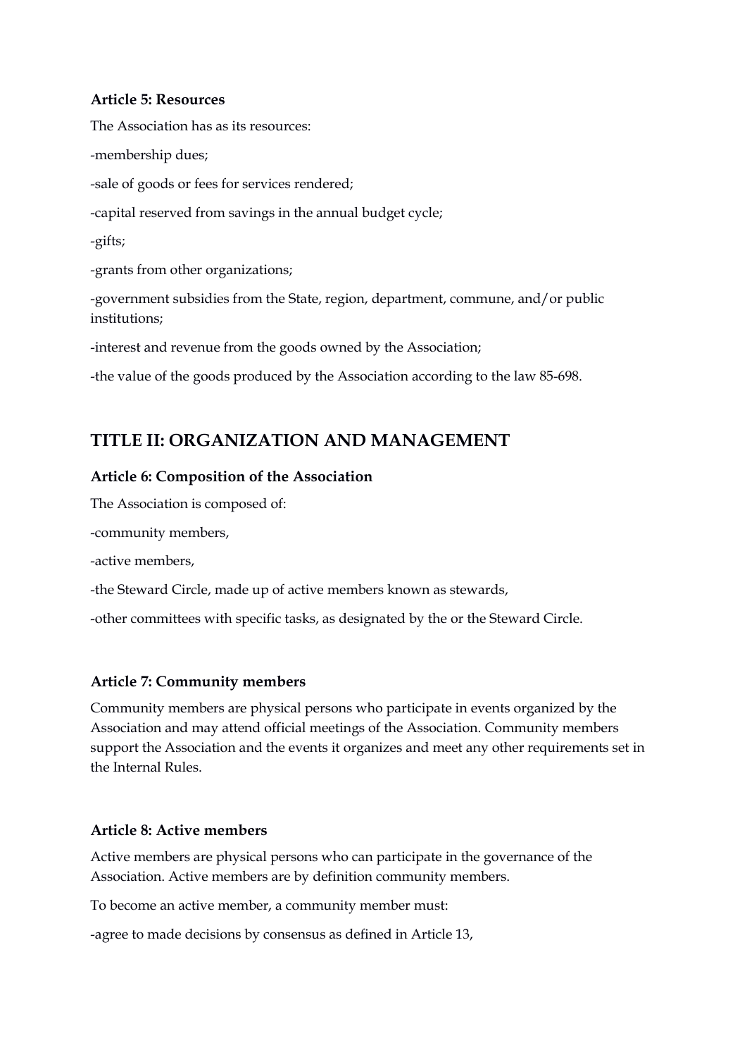### Article 5: Resources

The Association has as its resources:

-membership dues;

-sale of goods or fees for services rendered;

-capital reserved from savings in the annual budget cycle;

-gifts;

-grants from other organizations;

-government subsidies from the State, region, department, commune, and/or public institutions;

-interest and revenue from the goods owned by the Association;

-the value of the goods produced by the Association according to the law 85-698.

## TITLE II: ORGANIZATION AND MANAGEMENT

### Article 6: Composition of the Association

The Association is composed of:

-community members,

-active members,

-the Steward Circle, made up of active members known as stewards,

-other committees with specific tasks, as designated by the or the Steward Circle.

### Article 7: Community members

Community members are physical persons who participate in events organized by the Association and may attend official meetings of the Association. Community members support the Association and the events it organizes and meet any other requirements set in the Internal Rules.

### Article 8: Active members

Active members are physical persons who can participate in the governance of the Association. Active members are by definition community members.

To become an active member, a community member must:

-agree to made decisions by consensus as defined in Article 13,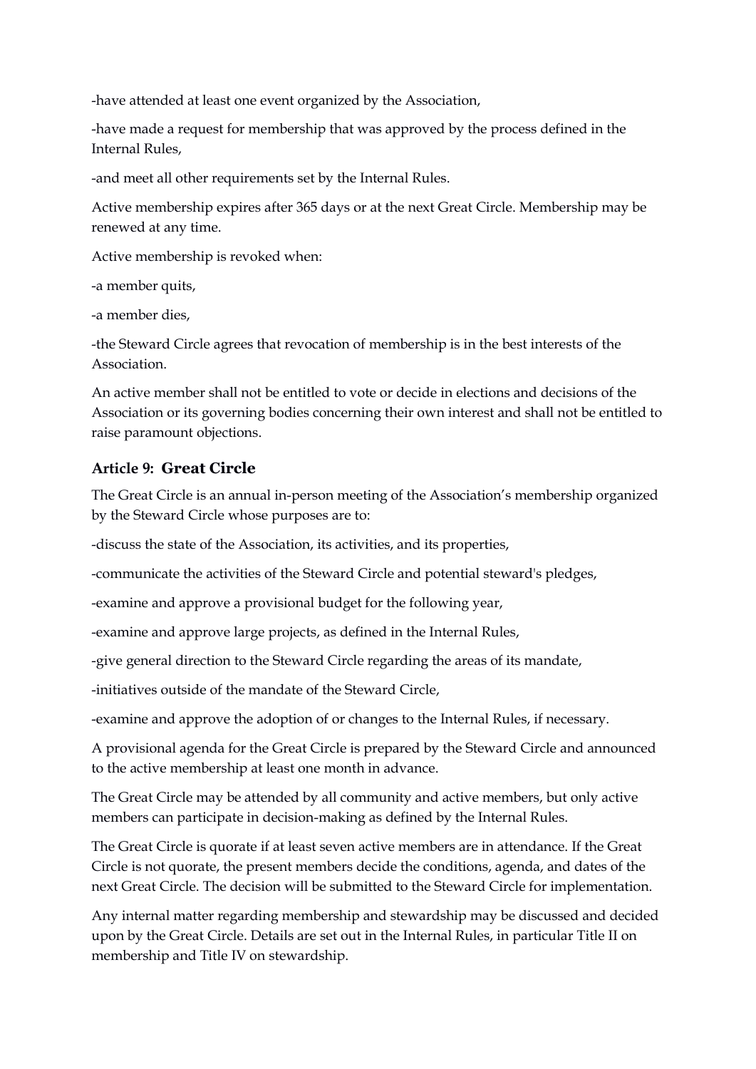-have attended at least one event organized by the Association,

-have made a request for membership that was approved by the process defined in the Internal Rules,

-and meet all other requirements set by the Internal Rules.

Active membership expires after 365 days or at the next Great Circle. Membership may be renewed at any time.

Active membership is revoked when:

-a member quits,

-a member dies,

-the Steward Circle agrees that revocation of membership is in the best interests of the Association.

An active member shall not be entitled to vote or decide in elections and decisions of the Association or its governing bodies concerning their own interest and shall not be entitled to raise paramount objections.

### Article 9: Great Circle

The Great Circle is an annual in-person meeting of the Association's membership organized by the Steward Circle whose purposes are to:

-discuss the state of the Association, its activities, and its properties,

-communicate the activities of the Steward Circle and potential steward's pledges,

-examine and approve a provisional budget for the following year,

-examine and approve large projects, as defined in the Internal Rules,

-give general direction to the Steward Circle regarding the areas of its mandate,

-initiatives outside of the mandate of the Steward Circle,

-examine and approve the adoption of or changes to the Internal Rules, if necessary.

A provisional agenda for the Great Circle is prepared by the Steward Circle and announced to the active membership at least one month in advance.

The Great Circle may be attended by all community and active members, but only active members can participate in decision-making as defined by the Internal Rules.

The Great Circle is quorate if at least seven active members are in attendance. If the Great Circle is not quorate, the present members decide the conditions, agenda, and dates of the next Great Circle. The decision will be submitted to the Steward Circle for implementation.

Any internal matter regarding membership and stewardship may be discussed and decided upon by the Great Circle. Details are set out in the Internal Rules, in particular Title II on membership and Title IV on stewardship.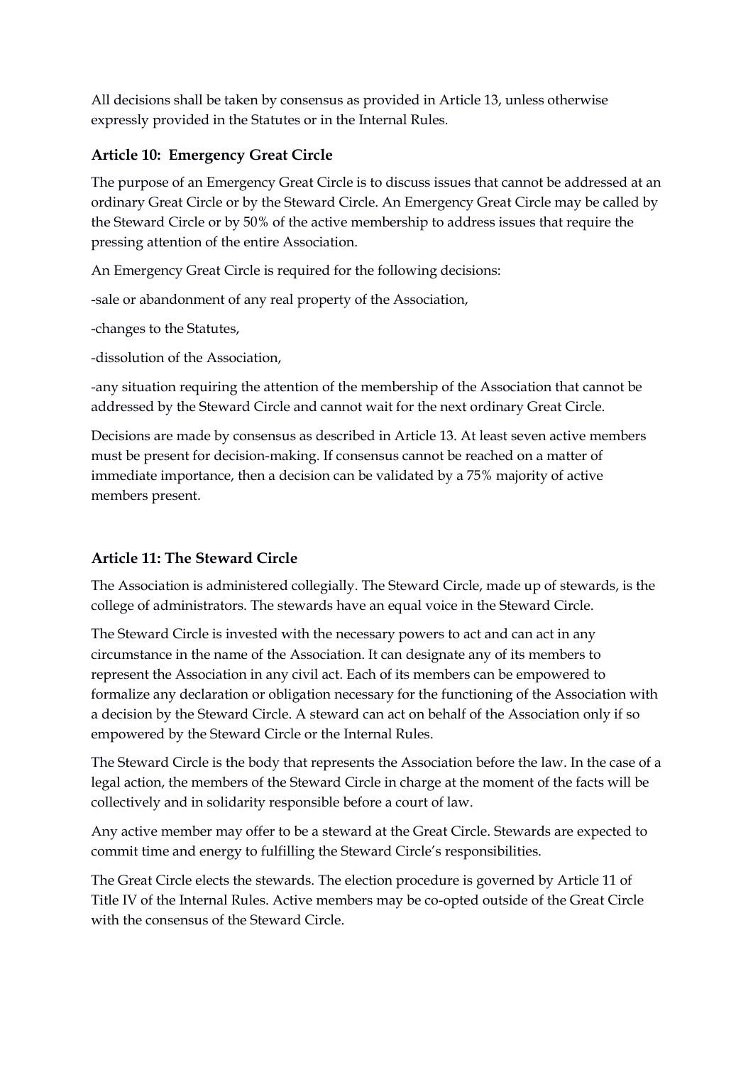All decisions shall be taken by consensus as provided in Article 13, unless otherwise expressly provided in the Statutes or in the Internal Rules.

### Article 10: Emergency Great Circle

The purpose of an Emergency Great Circle is to discuss issues that cannot be addressed at an ordinary Great Circle or by the Steward Circle. An Emergency Great Circle may be called by the Steward Circle or by 50% of the active membership to address issues that require the pressing attention of the entire Association.

An Emergency Great Circle is required for the following decisions:

-sale or abandonment of any real property of the Association,

-changes to the Statutes,

-dissolution of the Association,

-any situation requiring the attention of the membership of the Association that cannot be addressed by the Steward Circle and cannot wait for the next ordinary Great Circle.

Decisions are made by consensus as described in Article 13. At least seven active members must be present for decision-making. If consensus cannot be reached on a matter of immediate importance, then a decision can be validated by a 75% majority of active members present.

### Article 11: The Steward Circle

The Association is administered collegially. The Steward Circle, made up of stewards, is the college of administrators. The stewards have an equal voice in the Steward Circle.

The Steward Circle is invested with the necessary powers to act and can act in any circumstance in the name of the Association. It can designate any of its members to represent the Association in any civil act. Each of its members can be empowered to formalize any declaration or obligation necessary for the functioning of the Association with a decision by the Steward Circle. A steward can act on behalf of the Association only if so empowered by the Steward Circle or the Internal Rules.

The Steward Circle is the body that represents the Association before the law. In the case of a legal action, the members of the Steward Circle in charge at the moment of the facts will be collectively and in solidarity responsible before a court of law.

Any active member may offer to be a steward at the Great Circle. Stewards are expected to commit time and energy to fulfilling the Steward Circle's responsibilities.

The Great Circle elects the stewards. The election procedure is governed by Article 11 of Title IV of the Internal Rules. Active members may be co-opted outside of the Great Circle with the consensus of the Steward Circle.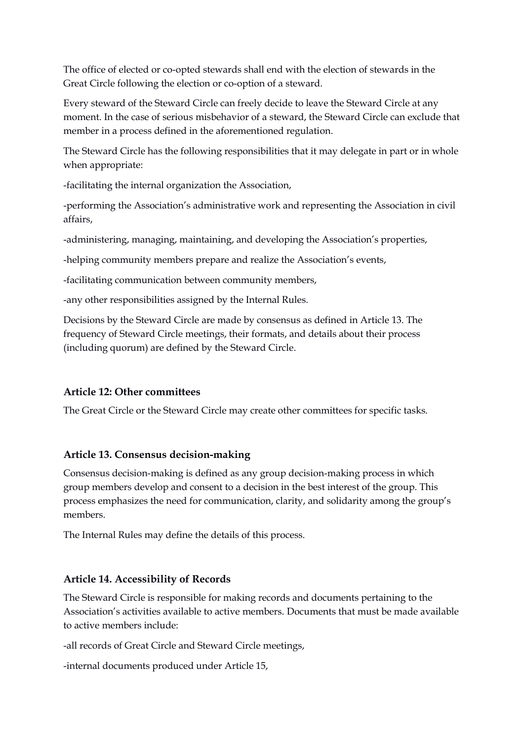The office of elected or co-opted stewards shall end with the election of stewards in the Great Circle following the election or co-option of a steward.

Every steward of the Steward Circle can freely decide to leave the Steward Circle at any moment. In the case of serious misbehavior of a steward, the Steward Circle can exclude that member in a process defined in the aforementioned regulation.

The Steward Circle has the following responsibilities that it may delegate in part or in whole when appropriate:

-facilitating the internal organization the Association,

-performing the Association's administrative work and representing the Association in civil affairs,

-administering, managing, maintaining, and developing the Association's properties,

-helping community members prepare and realize the Association's events,

-facilitating communication between community members,

-any other responsibilities assigned by the Internal Rules.

Decisions by the Steward Circle are made by consensus as defined in Article 13. The frequency of Steward Circle meetings, their formats, and details about their process (including quorum) are defined by the Steward Circle.

### Article 12: Other committees

The Great Circle or the Steward Circle may create other committees for specific tasks.

### Article 13. Consensus decision-making

Consensus decision-making is defined as any group decision-making process in which group members develop and consent to a decision in the best interest of the group. This process emphasizes the need for communication, clarity, and solidarity among the group's members.

The Internal Rules may define the details of this process.

### Article 14. Accessibility of Records

The Steward Circle is responsible for making records and documents pertaining to the Association's activities available to active members. Documents that must be made available to active members include:

-all records of Great Circle and Steward Circle meetings,

-internal documents produced under Article 15,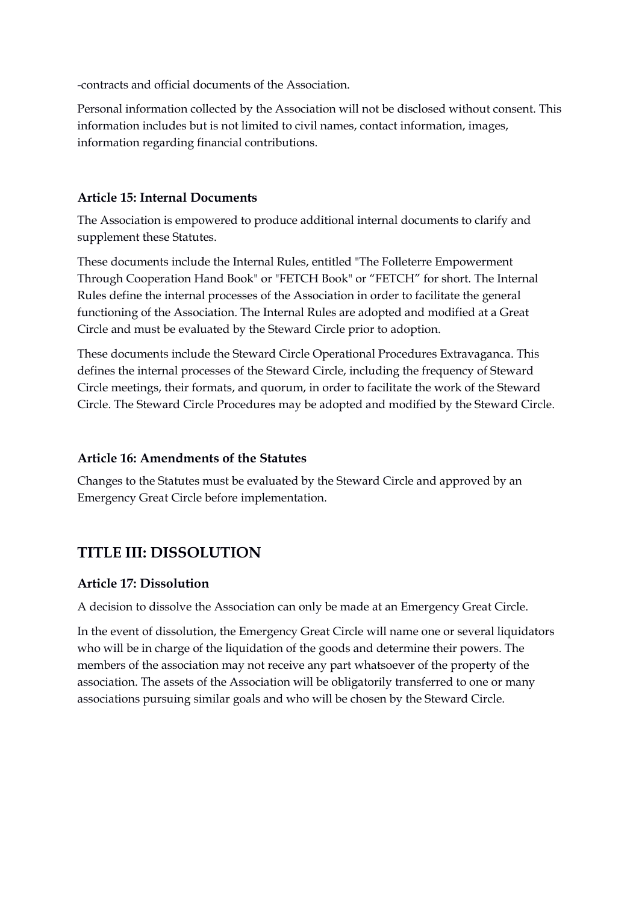-contracts and official documents of the Association.

Personal information collected by the Association will not be disclosed without consent. This information includes but is not limited to civil names, contact information, images, information regarding financial contributions.

### Article 15: Internal Documents

The Association is empowered to produce additional internal documents to clarify and supplement these Statutes.

These documents include the Internal Rules, entitled "The Folleterre Empowerment Through Cooperation Hand Book" or "FETCH Book" or "FETCH" for short. The Internal Rules define the internal processes of the Association in order to facilitate the general functioning of the Association. The Internal Rules are adopted and modified at a Great Circle and must be evaluated by the Steward Circle prior to adoption.

These documents include the Steward Circle Operational Procedures Extravaganca. This defines the internal processes of the Steward Circle, including the frequency of Steward Circle meetings, their formats, and quorum, in order to facilitate the work of the Steward Circle. The Steward Circle Procedures may be adopted and modified by the Steward Circle.

### Article 16: Amendments of the Statutes

Changes to the Statutes must be evaluated by the Steward Circle and approved by an Emergency Great Circle before implementation.

## TITLE III: DISSOLUTION

### Article 17: Dissolution

A decision to dissolve the Association can only be made at an Emergency Great Circle.

In the event of dissolution, the Emergency Great Circle will name one or several liquidators who will be in charge of the liquidation of the goods and determine their powers. The members of the association may not receive any part whatsoever of the property of the association. The assets of the Association will be obligatorily transferred to one or many associations pursuing similar goals and who will be chosen by the Steward Circle.